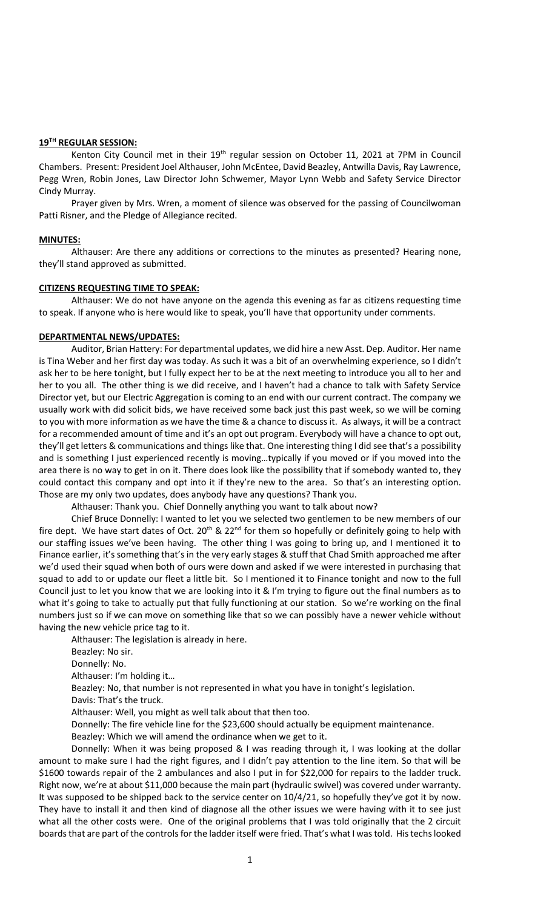## 19[TH] REGULAR SESSION:

Kenton City Council met in their 19[th] regular session on October 11, 2021 at 7PM in Council Chambers. Present: President Joel Althauser, John McEntee, David Beazley, Antwilla Davis, Ray Lawrence, Pegg Wren, Robin Jones, Law Director John Schwemer, Mayor Lynn Webb and Safety Service Director Cindy Murray.

Prayer given by Mrs. Wren, a moment of silence was observed for the passing of Councilwoman Patti Risner, and the Pledge of Allegiance recited.

## MINUTES:

Althauser: Are there any additions or corrections to the minutes as presented? Hearing none, they'll stand approved as submitted.

## CITIZENS REQUESTING TIME TO SPEAK:

Althauser: We do not have anyone on the agenda this evening as far as citizens requesting time to speak. If anyone who is here would like to speak, you'll have that opportunity under comments.

## DEPARTMENTAL NEWS/UPDATES:

Auditor, Brian Hattery: For departmental updates, we did hire a new Asst. Dep. Auditor. Her name is Tina Weber and her first day was today. As such it was a bit of an overwhelming experience, so I didn't ask her to be here tonight, but I fully expect her to be at the next meeting to introduce you all to her and her to you all. The other thing is we did receive, and I haven't had a chance to talk with Safety Service Director yet, but our Electric Aggregation is coming to an end with our current contract. The company we usually work with did solicit bids, we have received some back just this past week, so we will be coming to you with more information as we have the time & a chance to discuss it. As always, it will be a contract for a recommended amount of time and it's an opt out program. Everybody will have a chance to opt out, they'll get letters & communications and things like that. One interesting thing I did see that's a possibility and is something I just experienced recently is moving…typically if you moved or if you moved into the area there is no way to get in on it. There does look like the possibility that if somebody wanted to, they could contact this company and opt into it if they're new to the area. So that's an interesting option. Those are my only two updates, does anybody have any questions? Thank you.

Althauser: Thank you. Chief Donnelly anything you want to talk about now?

Chief Bruce Donnelly: I wanted to let you we selected two gentlemen to be new members of our fire dept. We have start dates of Oct. 20[th] & 22[nd] for them so hopefully or definitely going to help with our staffing issues we've been having. The other thing I was going to bring up, and I mentioned it to Finance earlier, it's something that's in the very early stages & stuff that Chad Smith approached me after we'd used their squad when both of ours were down and asked if we were interested in purchasing that squad to add to or update our fleet a little bit. So I mentioned it to Finance tonight and now to the full Council just to let you know that we are looking into it & I'm trying to figure out the final numbers as to what it's going to take to actually put that fully functioning at our station. So we're working on the final numbers just so if we can move on something like that so we can possibly have a newer vehicle without having the new vehicle price tag to it.

Althauser: The legislation is already in here.

Beazley: No sir.

Donnelly: No.

Althauser: I'm holding it…

Beazley: No, that number is not represented in what you have in tonight's legislation.

Davis: That's the truck.

Althauser: Well, you might as well talk about that then too.

Donnelly: The fire vehicle line for the $23,600 should actually be equipment maintenance.

Beazley: Which we will amend the ordinance when we get to it.

Donnelly: When it was being proposed & I was reading through it, I was looking at the dollar amount to make sure I had the right figures, and I didn't pay attention to the line item. So that will be $1600 towards repair of the 2 ambulances and also I put in for $22,000 for repairs to the ladder truck. Right now, we're at about $11,000 because the main part (hydraulic swivel) was covered under warranty. It was supposed to be shipped back to the service center on 10/4/21, so hopefully they've got it by now. They have to install it and then kind of diagnose all the other issues we were having with it to see just what all the other costs were. One of the original problems that I was told originally that the 2 circuit boards that are part of the controls for the ladder itself were fried. That's what I was told. His techs looked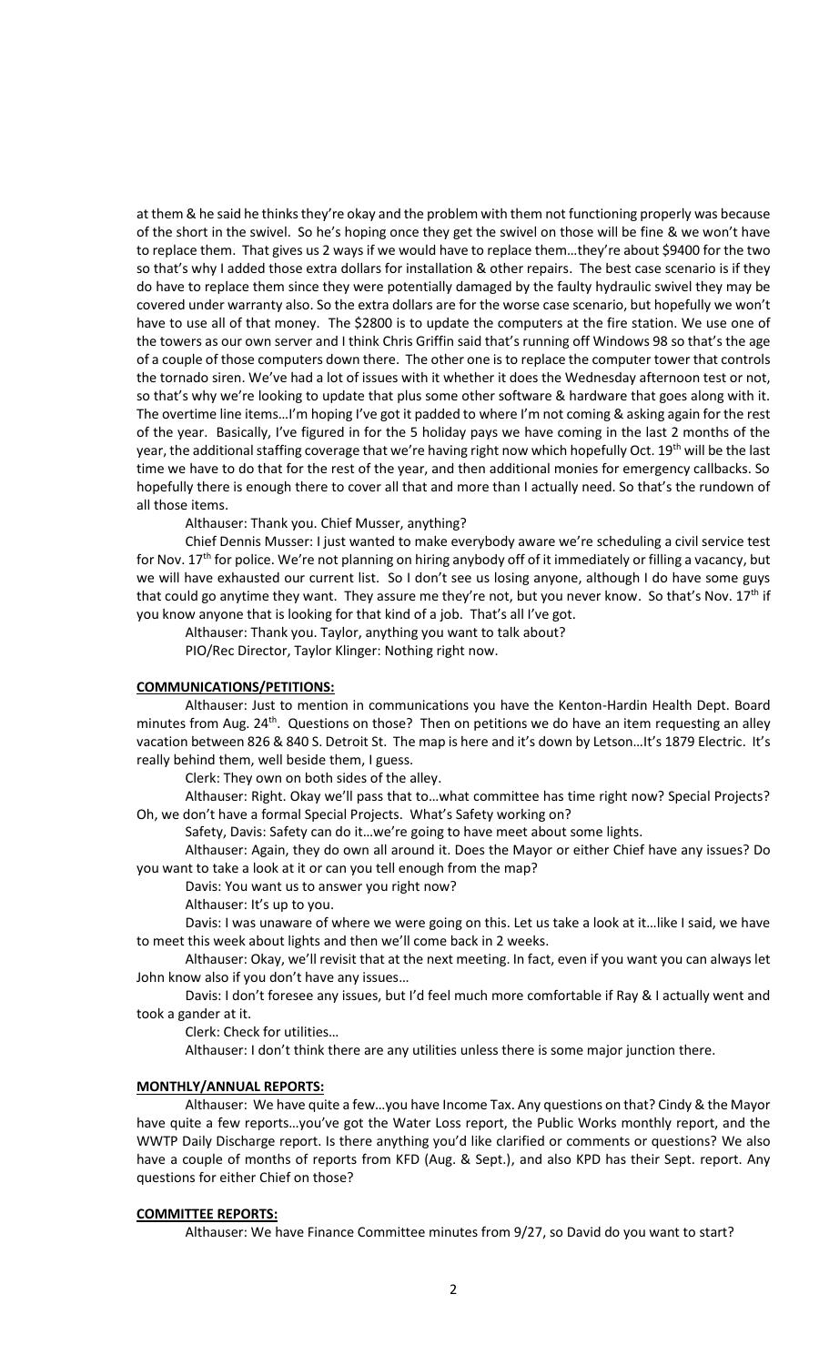at them & he said he thinks they're okay and the problem with them not functioning properly was because of the short in the swivel. So he's hoping once they get the swivel on those will be fine & we won't have to replace them. That gives us 2 ways if we would have to replace them…they're about $9400 for the two so that's why I added those extra dollars for installation & other repairs. The best case scenario is if they do have to replace them since they were potentially damaged by the faulty hydraulic swivel they may be covered under warranty also. So the extra dollars are for the worse case scenario, but hopefully we won't have to use all of that money. The $2800 is to update the computers at the fire station. We use one of the towers as our own server and I think Chris Griffin said that's running off Windows 98 so that's the age of a couple of those computers down there. The other one is to replace the computer tower that controls the tornado siren. We've had a lot of issues with it whether it does the Wednesday afternoon test or not, so that's why we're looking to update that plus some other software & hardware that goes along with it. The overtime line items…I'm hoping I've got it padded to where I'm not coming & asking again for the rest of the year. Basically, I've figured in for the 5 holiday pays we have coming in the last 2 months of the year, the additional staffing coverage that we're having right now which hopefully Oct. 19th will be the last time we have to do that for the rest of the year, and then additional monies for emergency callbacks. So hopefully there is enough there to cover all that and more than I actually need. So that's the rundown of all those items.

Althauser: Thank you. Chief Musser, anything?

Chief Dennis Musser: I just wanted to make everybody aware we're scheduling a civil service test for Nov. 17th for police. We're not planning on hiring anybody off of it immediately or filling a vacancy, but we will have exhausted our current list. So I don't see us losing anyone, although I do have some guys that could go anytime they want. They assure me they're not, but you never know. So that's Nov. 17th if you know anyone that is looking for that kind of a job. That's all I've got.

Althauser: Thank you. Taylor, anything you want to talk about?

PIO/Rec Director, Taylor Klinger: Nothing right now.

**COMMUNICATIONS/PETITIONS:**

Althauser: Just to mention in communications you have the Kenton-Hardin Health Dept. Board minutes from Aug. 24th. Questions on those? Then on petitions we do have an item requesting an alley vacation between 826 & 840 S. Detroit St. The map is here and it's down by Letson…It's 1879 Electric. It's really behind them, well beside them, I guess.

Clerk: They own on both sides of the alley.

Althauser: Right. Okay we'll pass that to…what committee has time right now? Special Projects? Oh, we don't have a formal Special Projects. What's Safety working on?

Safety, Davis: Safety can do it…we're going to have meet about some lights.

Althauser: Again, they do own all around it. Does the Mayor or either Chief have any issues? Do you want to take a look at it or can you tell enough from the map?

Davis: You want us to answer you right now?

Althauser: It's up to you.

Davis: I was unaware of where we were going on this. Let us take a look at it…like I said, we have to meet this week about lights and then we'll come back in 2 weeks.

Althauser: Okay, we'll revisit that at the next meeting. In fact, even if you want you can always let John know also if you don't have any issues…

Davis: I don't foresee any issues, but I'd feel much more comfortable if Ray & I actually went and took a gander at it.

Clerk: Check for utilities…

Althauser: I don't think there are any utilities unless there is some major junction there.

**MONTHLY/ANNUAL REPORTS:**

Althauser: We have quite a few…you have Income Tax. Any questions on that? Cindy & the Mayor have quite a few reports…you've got the Water Loss report, the Public Works monthly report, and the WWTP Daily Discharge report. Is there anything you'd like clarified or comments or questions? We also have a couple of months of reports from KFD (Aug. & Sept.), and also KPD has their Sept. report. Any questions for either Chief on those?

**COMMITTEE REPORTS:**

Althauser: We have Finance Committee minutes from 9/27, so David do you want to start?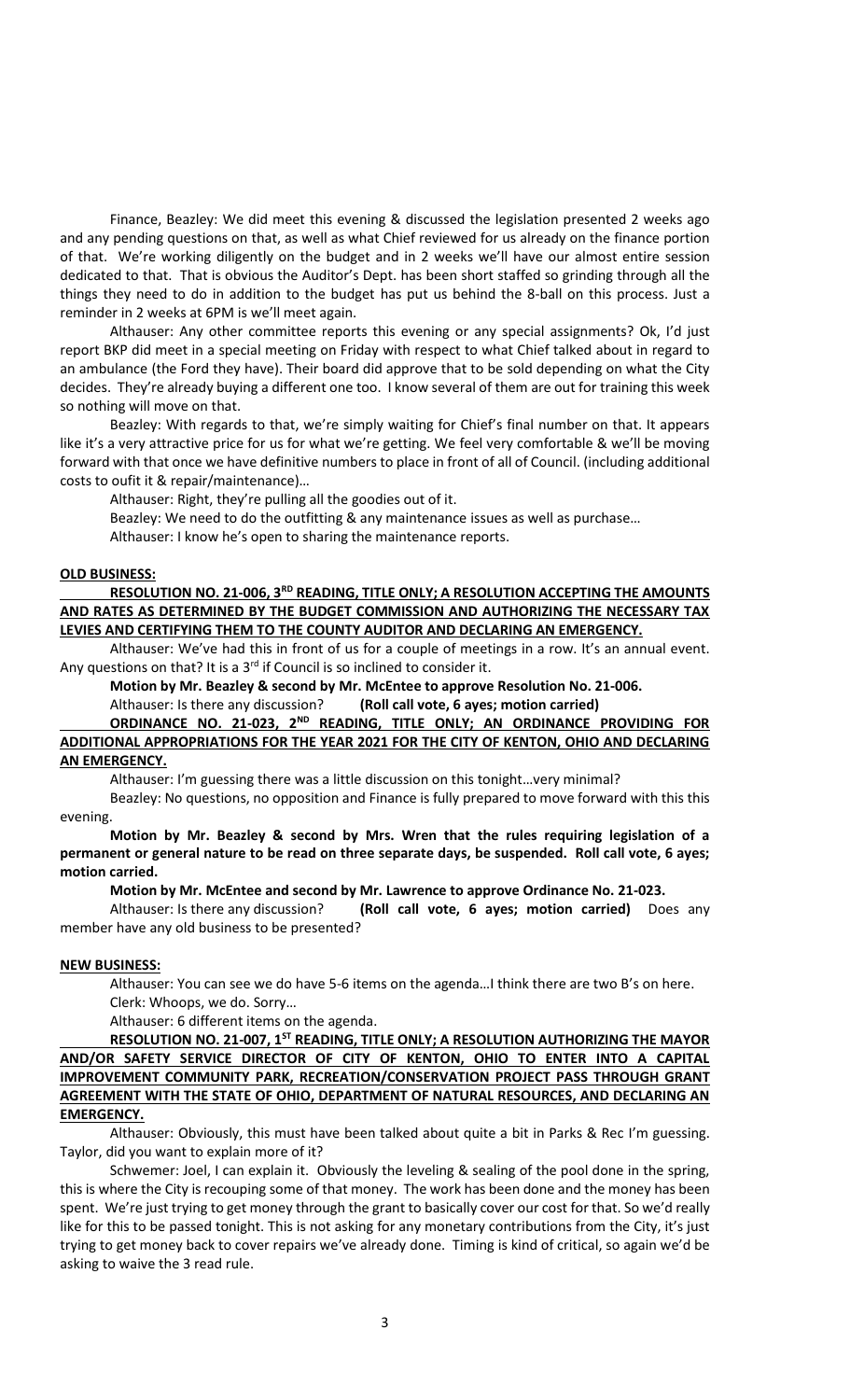Finance, Beazley: We did meet this evening & discussed the legislation presented 2 weeks ago and any pending questions on that, as well as what Chief reviewed for us already on the finance portion of that. We're working diligently on the budget and in 2 weeks we'll have our almost entire session dedicated to that. That is obvious the Auditor's Dept. has been short staffed so grinding through all the things they need to do in addition to the budget has put us behind the 8-ball on this process. Just a reminder in 2 weeks at 6PM is we'll meet again.

Althauser: Any other committee reports this evening or any special assignments? Ok, I'd just report BKP did meet in a special meeting on Friday with respect to what Chief talked about in regard to an ambulance (the Ford they have). Their board did approve that to be sold depending on what the City decides. They're already buying a different one too. I know several of them are out for training this week so nothing will move on that.

Beazley: With regards to that, we're simply waiting for Chief's final number on that. It appears like it's a very attractive price for us for what we're getting. We feel very comfortable & we'll be moving forward with that once we have definitive numbers to place in front of all of Council. (including additional costs to oufit it & repair/maintenance)…

Althauser: Right, they're pulling all the goodies out of it.

Beazley: We need to do the outfitting & any maintenance issues as well as purchase…

Althauser: I know he's open to sharing the maintenance reports.

**OLD BUSINESS:**

**RESOLUTION NO. 21-006, 3RD READING, TITLE ONLY; A RESOLUTION ACCEPTING THE AMOUNTS AND RATES AS DETERMINED BY THE BUDGET COMMISSION AND AUTHORIZING THE NECESSARY TAX LEVIES AND CERTIFYING THEM TO THE COUNTY AUDITOR AND DECLARING AN EMERGENCY.**

Althauser: We've had this in front of us for a couple of meetings in a row. It's an annual event. Any questions on that? It is a 3rd if Council is so inclined to consider it.

**Motion by Mr. Beazley & second by Mr. McEntee to approve Resolution No. 21-006.**

Althauser: Is there any discussion? **(Roll call vote, 6 ayes; motion carried)**

**ORDINANCE NO. 21-023, 2ND READING, TITLE ONLY; AN ORDINANCE PROVIDING FOR ADDITIONAL APPROPRIATIONS FOR THE YEAR 2021 FOR THE CITY OF KENTON, OHIO AND DECLARING AN EMERGENCY.**

Althauser: I'm guessing there was a little discussion on this tonight…very minimal?

Beazley: No questions, no opposition and Finance is fully prepared to move forward with this this evening.

**Motion by Mr. Beazley & second by Mrs. Wren that the rules requiring legislation of a permanent or general nature to be read on three separate days, be suspended. Roll call vote, 6 ayes; motion carried.**

**Motion by Mr. McEntee and second by Mr. Lawrence to approve Ordinance No. 21-023.**

Althauser: Is there any discussion? **(Roll call vote, 6 ayes; motion carried)** Does any member have any old business to be presented?

**NEW BUSINESS:**

Althauser: You can see we do have 5-6 items on the agenda…I think there are two B's on here.

Clerk: Whoops, we do. Sorry…

Althauser: 6 different items on the agenda.

**RESOLUTION NO. 21-007, 1ST READING, TITLE ONLY; A RESOLUTION AUTHORIZING THE MAYOR AND/OR SAFETY SERVICE DIRECTOR OF CITY OF KENTON, OHIO TO ENTER INTO A CAPITAL IMPROVEMENT COMMUNITY PARK, RECREATION/CONSERVATION PROJECT PASS THROUGH GRANT AGREEMENT WITH THE STATE OF OHIO, DEPARTMENT OF NATURAL RESOURCES, AND DECLARING AN EMERGENCY.**

Althauser: Obviously, this must have been talked about quite a bit in Parks & Rec I'm guessing. Taylor, did you want to explain more of it?

Schwemer: Joel, I can explain it. Obviously the leveling & sealing of the pool done in the spring, this is where the City is recouping some of that money. The work has been done and the money has been spent. We're just trying to get money through the grant to basically cover our cost for that. So we'd really like for this to be passed tonight. This is not asking for any monetary contributions from the City, it's just trying to get money back to cover repairs we've already done. Timing is kind of critical, so again we'd be asking to waive the 3 read rule.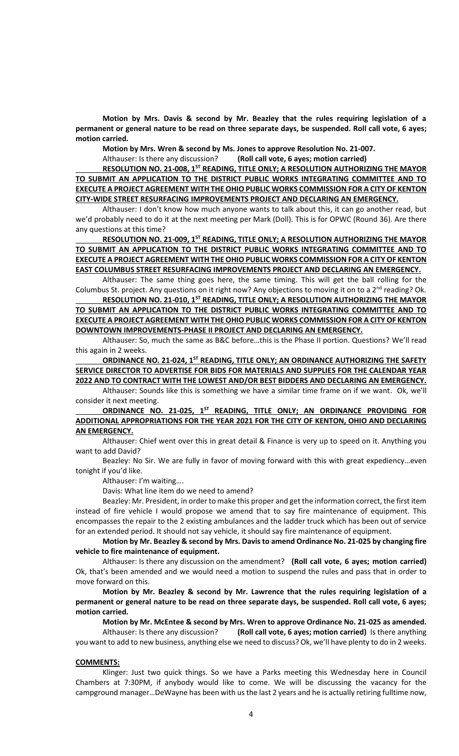**Motion by Mrs. Davis & second by Mr. Beazley that the rules requiring legislation of a permanent or general nature to be read on three separate days, be suspended. Roll call vote, 6 ayes; motion carried.**

**Motion by Mrs. Wren & second by Ms. Jones to approve Resolution No. 21-007.**

Althauser: Is there any discussion? **(Roll call vote, 6 ayes; motion carried)**

**RESOLUTION NO. 21-008, 1ST READING, TITLE ONLY; A RESOLUTION AUTHORIZING THE MAYOR TO SUBMIT AN APPLICATION TO THE DISTRICT PUBLIC WORKS INTEGRATING COMMITTEE AND TO EXECUTE A PROJECT AGREEMENT WITH THE OHIO PUBLIC WORKS COMMISSION FOR A CITY OF KENTON CITY-WIDE STREET RESURFACING IMPROVEMENTS PROJECT AND DECLARING AN EMERGENCY.**

Althauser: I don't know how much anyone wants to talk about this, it can go another read, but we'd probably need to do it at the next meeting per Mark (Doll). This is for OPWC (Round 36). Are there any questions at this time?

**RESOLUTION NO. 21-009, 1ST READING, TITLE ONLY; A RESOLUTION AUTHORIZING THE MAYOR TO SUBMIT AN APPLICATION TO THE DISTRICT PUBLIC WORKS INTEGRATING COMMITTEE AND TO EXECUTE A PROJECT AGREEMENT WITH THE OHIO PUBLIC WORKS COMMISSION FOR A CITY OF KENTON EAST COLUMBUS STREET RESURFACING IMPROVEMENTS PROJECT AND DECLARING AN EMERGENCY.**

Althauser: The same thing goes here, the same timing. This will get the ball rolling for the Columbus St. project. Any questions on it right now? Any objections to moving it on to a 2nd reading? Ok.

**RESOLUTION NO. 21-010, 1ST READING, TITLE ONLY; A RESOLUTION AUTHORIZING THE MAYOR TO SUBMIT AN APPLICATION TO THE DISTRICT PUBLIC WORKS INTEGRATING COMMITTEE AND TO EXECUTE A PROJECT AGREEMENT WITH THE OHIO PUBLIC WORKS COMMISSION FOR A CITY OF KENTON DOWNTOWN IMPROVEMENTS-PHASE II PROJECT AND DECLARING AN EMERGENCY.**

Althauser: So, much the same as B&C before…this is the Phase II portion. Questions? We'll read this again in 2 weeks.

**ORDINANCE NO. 21-024, 1ST READING, TITLE ONLY; AN ORDINANCE AUTHORIZING THE SAFETY SERVICE DIRECTOR TO ADVERTISE FOR BIDS FOR MATERIALS AND SUPPLIES FOR THE CALENDAR YEAR 2022 AND TO CONTRACT WITH THE LOWEST AND/OR BEST BIDDERS AND DECLARING AN EMERGENCY.**

Althauser: Sounds like this is something we have a similar time frame on if we want. Ok, we'll consider it next meeting.

**ORDINANCE NO. 21-025, 1ST READING, TITLE ONLY; AN ORDINANCE PROVIDING FOR ADDITIONAL APPROPRIATIONS FOR THE YEAR 2021 FOR THE CITY OF KENTON, OHIO AND DECLARING AN EMERGENCY.**

Althauser: Chief went over this in great detail & Finance is very up to speed on it. Anything you want to add David?

Beazley: No Sir. We are fully in favor of moving forward with this with great expediency…even tonight if you'd like.

Althauser: I'm waiting….

Davis: What line item do we need to amend?

Beazley: Mr. President, in order to make this proper and get the information correct, the first item instead of fire vehicle I would propose we amend that to say fire maintenance of equipment. This encompasses the repair to the 2 existing ambulances and the ladder truck which has been out of service for an extended period. It should not say vehicle, it should say fire maintenance of equipment.

**Motion by Mr. Beazley & second by Mrs. Davis to amend Ordinance No. 21-025 by changing fire vehicle to fire maintenance of equipment.**

Althauser: Is there any discussion on the amendment? **(Roll call vote, 6 ayes; motion carried)** Ok, that's been amended and we would need a motion to suspend the rules and pass that in order to move forward on this.

**Motion by Mr. Beazley & second by Mr. Lawrence that the rules requiring legislation of a permanent or general nature to be read on three separate days, be suspended. Roll call vote, 6 ayes; motion carried.**

**Motion by Mr. McEntee & second by Mrs. Wren to approve Ordinance No. 21-025 as amended.**

Althauser: Is there any discussion? **(Roll call vote, 6 ayes; motion carried)** Is there anything you want to add to new business, anything else we need to discuss? Ok, we'll have plenty to do in 2 weeks.

**COMMENTS:**

Klinger: Just two quick things. So we have a Parks meeting this Wednesday here in Council Chambers at 7:30PM, if anybody would like to come. We will be discussing the vacancy for the campground manager…DeWayne has been with us the last 2 years and he is actually retiring fulltime now,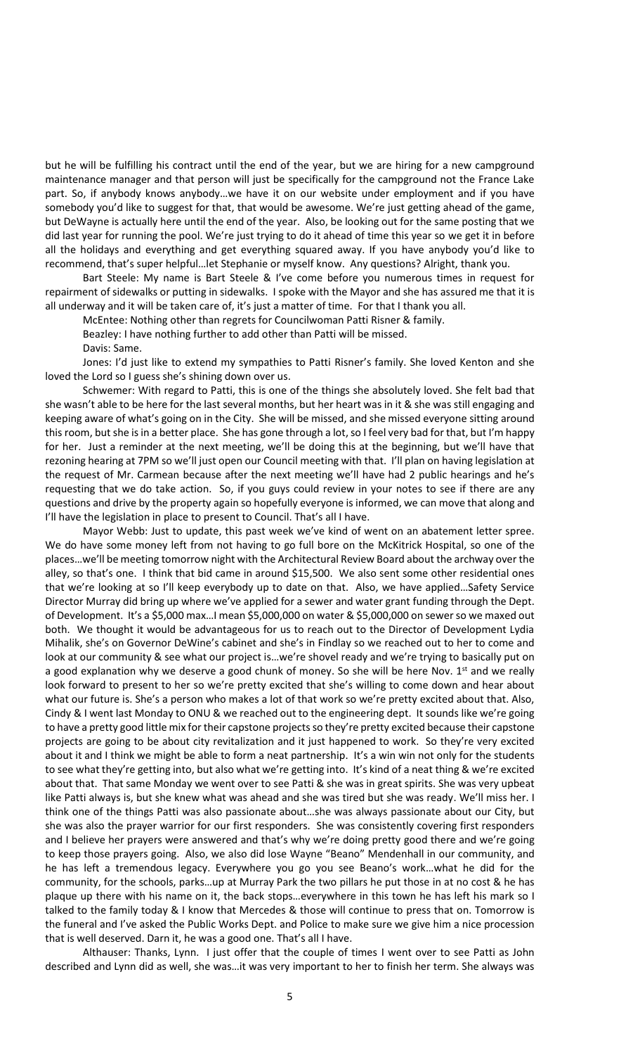but he will be fulfilling his contract until the end of the year, but we are hiring for a new campground maintenance manager and that person will just be specifically for the campground not the France Lake part. So, if anybody knows anybody…we have it on our website under employment and if you have somebody you'd like to suggest for that, that would be awesome. We're just getting ahead of the game, but DeWayne is actually here until the end of the year. Also, be looking out for the same posting that we did last year for running the pool. We're just trying to do it ahead of time this year so we get it in before all the holidays and everything and get everything squared away. If you have anybody you'd like to recommend, that's super helpful…let Stephanie or myself know. Any questions? Alright, thank you.

Bart Steele: My name is Bart Steele & I've come before you numerous times in request for repairment of sidewalks or putting in sidewalks. I spoke with the Mayor and she has assured me that it is all underway and it will be taken care of, it's just a matter of time. For that I thank you all.

McEntee: Nothing other than regrets for Councilwoman Patti Risner & family.

Beazley: I have nothing further to add other than Patti will be missed.

Davis: Same.

Jones: I'd just like to extend my sympathies to Patti Risner's family. She loved Kenton and she loved the Lord so I guess she's shining down over us.

Schwemer: With regard to Patti, this is one of the things she absolutely loved. She felt bad that she wasn't able to be here for the last several months, but her heart was in it & she was still engaging and keeping aware of what's going on in the City. She will be missed, and she missed everyone sitting around this room, but she is in a better place. She has gone through a lot, so I feel very bad for that, but I'm happy for her. Just a reminder at the next meeting, we'll be doing this at the beginning, but we'll have that rezoning hearing at 7PM so we'll just open our Council meeting with that. I'll plan on having legislation at the request of Mr. Carmean because after the next meeting we'll have had 2 public hearings and he's requesting that we do take action. So, if you guys could review in your notes to see if there are any questions and drive by the property again so hopefully everyone is informed, we can move that along and I'll have the legislation in place to present to Council. That's all I have.

Mayor Webb: Just to update, this past week we've kind of went on an abatement letter spree. We do have some money left from not having to go full bore on the McKitrick Hospital, so one of the places…we'll be meeting tomorrow night with the Architectural Review Board about the archway over the alley, so that's one. I think that bid came in around $15,500. We also sent some other residential ones that we're looking at so I'll keep everybody up to date on that. Also, we have applied…Safety Service Director Murray did bring up where we've applied for a sewer and water grant funding through the Dept. of Development. It's a $5,000 max…I mean $5,000,000 on water & $5,000,000 on sewer so we maxed out both. We thought it would be advantageous for us to reach out to the Director of Development Lydia Mihalik, she's on Governor DeWine's cabinet and she's in Findlay so we reached out to her to come and look at our community & see what our project is…we're shovel ready and we're trying to basically put on a good explanation why we deserve a good chunk of money. So she will be here Nov. 1st and we really look forward to present to her so we're pretty excited that she's willing to come down and hear about what our future is. She's a person who makes a lot of that work so we're pretty excited about that. Also, Cindy & I went last Monday to ONU & we reached out to the engineering dept. It sounds like we're going to have a pretty good little mix for their capstone projects so they're pretty excited because their capstone projects are going to be about city revitalization and it just happened to work. So they're very excited about it and I think we might be able to form a neat partnership. It's a win win not only for the students to see what they're getting into, but also what we're getting into. It's kind of a neat thing & we're excited about that. That same Monday we went over to see Patti & she was in great spirits. She was very upbeat like Patti always is, but she knew what was ahead and she was tired but she was ready. We'll miss her. I think one of the things Patti was also passionate about…she was always passionate about our City, but she was also the prayer warrior for our first responders. She was consistently covering first responders and I believe her prayers were answered and that's why we're doing pretty good there and we're going to keep those prayers going. Also, we also did lose Wayne "Beano" Mendenhall in our community, and he has left a tremendous legacy. Everywhere you go you see Beano's work…what he did for the community, for the schools, parks…up at Murray Park the two pillars he put those in at no cost & he has plaque up there with his name on it, the back stops…everywhere in this town he has left his mark so I talked to the family today & I know that Mercedes & those will continue to press that on. Tomorrow is the funeral and I've asked the Public Works Dept. and Police to make sure we give him a nice procession that is well deserved. Darn it, he was a good one. That's all I have.

Althauser: Thanks, Lynn. I just offer that the couple of times I went over to see Patti as John described and Lynn did as well, she was…it was very important to her to finish her term. She always was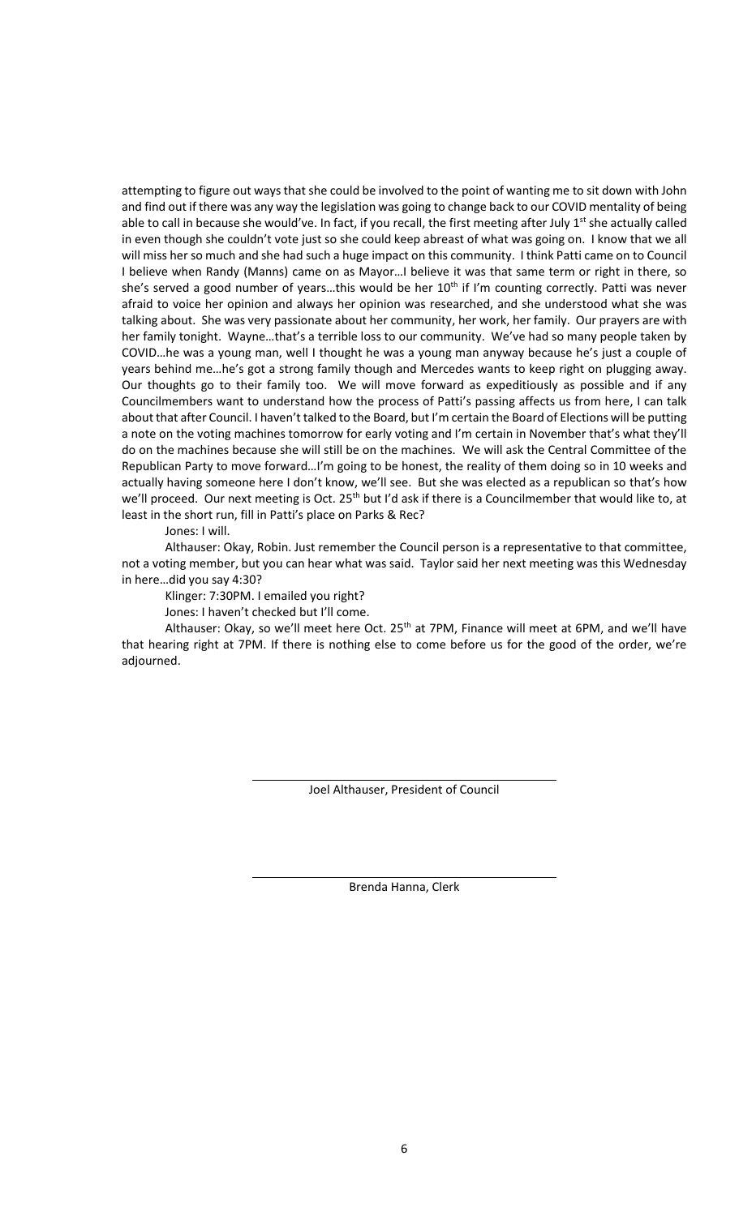attempting to figure out ways that she could be involved to the point of wanting me to sit down with John and find out if there was any way the legislation was going to change back to our COVID mentality of being able to call in because she would've. In fact, if you recall, the first meeting after July 1st she actually called in even though she couldn't vote just so she could keep abreast of what was going on. I know that we all will miss her so much and she had such a huge impact on this community. I think Patti came on to Council I believe when Randy (Manns) came on as Mayor…I believe it was that same term or right in there, so she's served a good number of years…this would be her 10th if I'm counting correctly. Patti was never afraid to voice her opinion and always her opinion was researched, and she understood what she was talking about. She was very passionate about her community, her work, her family. Our prayers are with her family tonight. Wayne…that's a terrible loss to our community. We've had so many people taken by COVID…he was a young man, well I thought he was a young man anyway because he's just a couple of years behind me…he's got a strong family though and Mercedes wants to keep right on plugging away. Our thoughts go to their family too. We will move forward as expeditiously as possible and if any Councilmembers want to understand how the process of Patti's passing affects us from here, I can talk about that after Council. I haven't talked to the Board, but I'm certain the Board of Elections will be putting a note on the voting machines tomorrow for early voting and I'm certain in November that's what they'll do on the machines because she will still be on the machines. We will ask the Central Committee of the Republican Party to move forward…I'm going to be honest, the reality of them doing so in 10 weeks and actually having someone here I don't know, we'll see. But she was elected as a republican so that's how we'll proceed. Our next meeting is Oct. 25th but I'd ask if there is a Councilmember that would like to, at least in the short run, fill in Patti's place on Parks & Rec?

Jones: I will.

Althauser: Okay, Robin. Just remember the Council person is a representative to that committee, not a voting member, but you can hear what was said. Taylor said her next meeting was this Wednesday in here…did you say 4:30?

Klinger: 7:30PM. I emailed you right?

Jones: I haven't checked but I'll come.

Althauser: Okay, so we'll meet here Oct. 25th at 7PM, Finance will meet at 6PM, and we'll have that hearing right at 7PM. If there is nothing else to come before us for the good of the order, we're adjourned.

Joel Althauser, President of Council

Brenda Hanna, Clerk